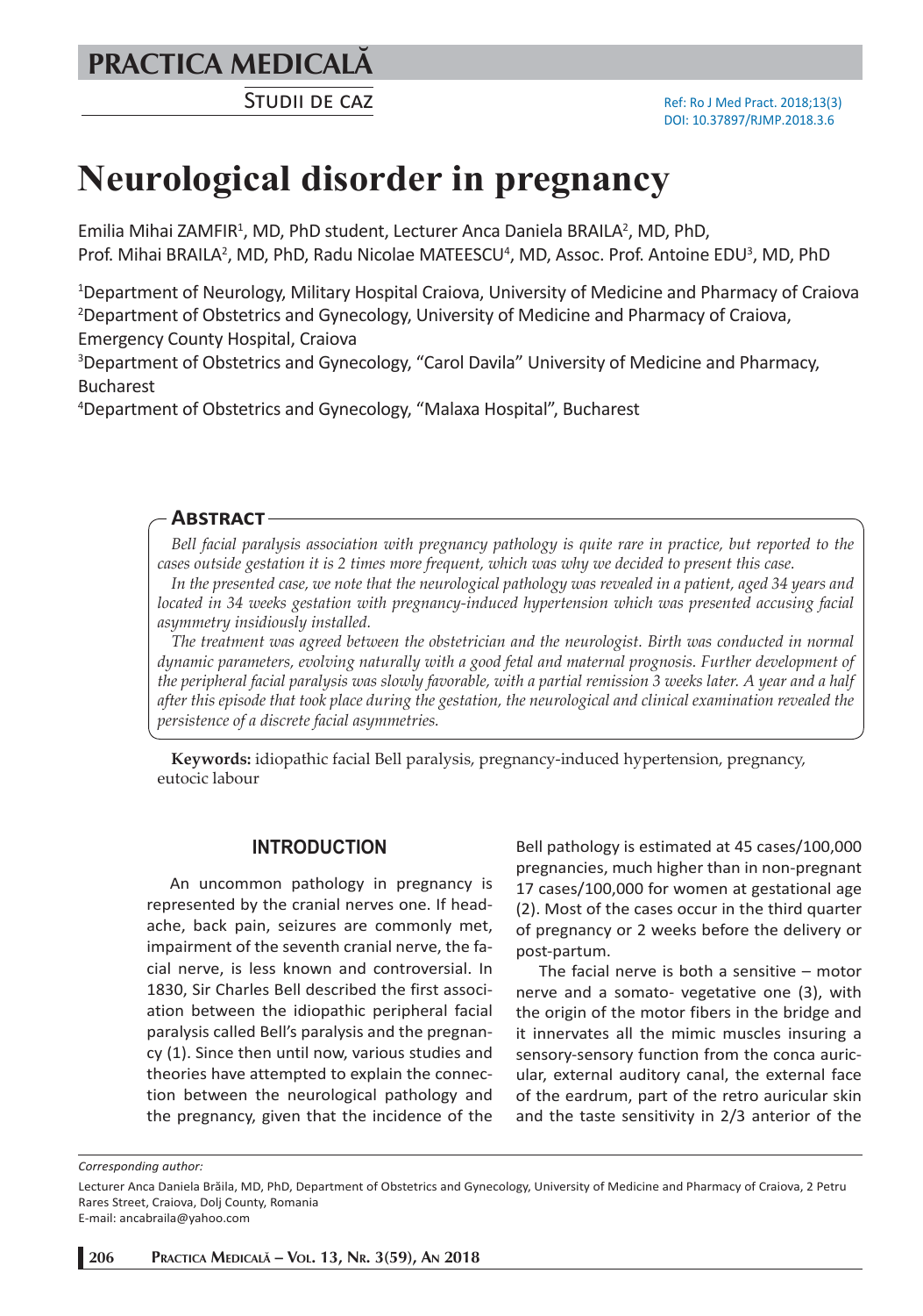# Neurological disorder in pregnancy

Emilia Mihai ZAMFIR[1], MD, PhD student, Lecturer Anca Daniela BRAILA[2], MD, PhD, Prof. Mihai BRAILA[2], MD, PhD, Radu Nicolae MATEESCU[4], MD, Assoc. Prof. Antoine EDU[3], MD, PhD

[1]Department of Neurology, Military Hospital Craiova, University of Medicine and Pharmacy of Craiova
[2]Department of Obstetrics and Gynecology, University of Medicine and Pharmacy of Craiova, Emergency County Hospital, Craiova
[3]Department of Obstetrics and Gynecology, "Carol Davila" University of Medicine and Pharmacy, Bucharest
[4]Department of Obstetrics and Gynecology, "Malaxa Hospital", Bucharest

## Abstract

*Bell facial paralysis association with pregnancy pathology is quite rare in practice, but reported to the cases outside gestation it is 2 times more frequent, which was why we decided to present this case.*

*In the presented case, we note that the neurological pathology was revealed in a patient, aged 34 years and located in 34 weeks gestation with pregnancy-induced hypertension which was presented accusing facial asymmetry insidiously installed.*

*The treatment was agreed between the obstetrician and the neurologist. Birth was conducted in normal dynamic parameters, evolving naturally with a good fetal and maternal prognosis. Further development of the peripheral facial paralysis was slowly favorable, with a partial remission 3 weeks later. A year and a half after this episode that took place during the gestation, the neurological and clinical examination revealed the persistence of a discrete facial asymmetries.*

**Keywords:** idiopathic facial Bell paralysis, pregnancy-induced hypertension, pregnancy, eutocic labour

## INTRODUCTION

An uncommon pathology in pregnancy is represented by the cranial nerves one. If headache, back pain, seizures are commonly met, impairment of the seventh cranial nerve, the facial nerve, is less known and controversial. In 1830, Sir Charles Bell described the first association between the idiopathic peripheral facial paralysis called Bell's paralysis and the pregnancy (1). Since then until now, various studies and theories have attempted to explain the connection between the neurological pathology and the pregnancy, given that the incidence of the Bell pathology is estimated at 45 cases/100,000 pregnancies, much higher than in non-pregnant 17 cases/100,000 for women at gestational age (2). Most of the cases occur in the third quarter of pregnancy or 2 weeks before the delivery or post-partum.

The facial nerve is both a sensitive – motor nerve and a somato- vegetative one (3), with the origin of the motor fibers in the bridge and it innervates all the mimic muscles insuring a sensory-sensory function from the conca auricular, external auditory canal, the external face of the eardrum, part of the retro auricular skin and the taste sensitivity in 2/3 anterior of the

*Corresponding author:*

Lecturer Anca Daniela Brăila, MD, PhD, Department of Obstetrics and Gynecology, University of Medicine and Pharmacy of Craiova, 2 Petru Rares Street, Craiova, Dolj County, Romania
E-mail: ancabraila@yahoo.com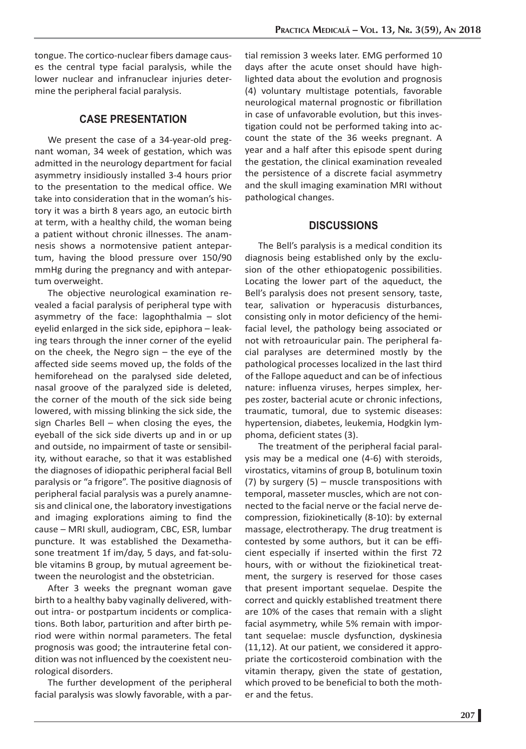tongue. The cortico-nuclear fibers damage causes the central type facial paralysis, while the lower nuclear and infranuclear injuries determine the peripheral facial paralysis.

## CASE PRESENTATION

We present the case of a 34-year-old pregnant woman, 34 week of gestation, which was admitted in the neurology department for facial asymmetry insidiously installed 3-4 hours prior to the presentation to the medical office. We take into consideration that in the woman's history it was a birth 8 years ago, an eutocic birth at term, with a healthy child, the woman being a patient without chronic illnesses. The anamnesis shows a normotensive patient antepartum, having the blood pressure over 150/90 mmHg during the pregnancy and with antepartum overweight.

The objective neurological examination revealed a facial paralysis of peripheral type with asymmetry of the face: lagophthalmia – slot eyelid enlarged in the sick side, epiphora – leaking tears through the inner corner of the eyelid on the cheek, the Negro sign – the eye of the affected side seems moved up, the folds of the hemiforehead on the paralysed side deleted, nasal groove of the paralyzed side is deleted, the corner of the mouth of the sick side being lowered, with missing blinking the sick side, the sign Charles Bell – when closing the eyes, the eyeball of the sick side diverts up and in or up and outside, no impairment of taste or sensibility, without earache, so that it was established the diagnoses of idiopathic peripheral facial Bell paralysis or "a frigore". The positive diagnosis of peripheral facial paralysis was a purely anamnesis and clinical one, the laboratory investigations and imaging explorations aiming to find the cause – MRI skull, audiogram, CBC, ESR, lumbar puncture. It was established the Dexamethasone treatment 1f im/day, 5 days, and fat-soluble vitamins B group, by mutual agreement between the neurologist and the obstetrician.

After 3 weeks the pregnant woman gave birth to a healthy baby vaginally delivered, without intra- or postpartum incidents or complications. Both labor, parturition and after birth period were within normal parameters. The fetal prognosis was good; the intrauterine fetal condition was not influenced by the coexistent neurological disorders.

The further development of the peripheral facial paralysis was slowly favorable, with a partial remission 3 weeks later. EMG performed 10 days after the acute onset should have highlighted data about the evolution and prognosis (4) voluntary multistage potentials, favorable neurological maternal prognostic or fibrillation in case of unfavorable evolution, but this investigation could not be performed taking into account the state of the 36 weeks pregnant. A year and a half after this episode spent during the gestation, the clinical examination revealed the persistence of a discrete facial asymmetry and the skull imaging examination MRI without pathological changes.

## DISCUSSIONS

The Bell's paralysis is a medical condition its diagnosis being established only by the exclusion of the other ethiopatogenic possibilities. Locating the lower part of the aqueduct, the Bell's paralysis does not present sensory, taste, tear, salivation or hyperacusis disturbances, consisting only in motor deficiency of the hemifacial level, the pathology being associated or not with retroauricular pain. The peripheral facial paralyses are determined mostly by the pathological processes localized in the last third of the Fallope aqueduct and can be of infectious nature: influenza viruses, herpes simplex, herpes zoster, bacterial acute or chronic infections, traumatic, tumoral, due to systemic diseases: hypertension, diabetes, leukemia, Hodgkin lymphoma, deficient states (3).

The treatment of the peripheral facial paralysis may be a medical one (4-6) with steroids, virostatics, vitamins of group B, botulinum toxin (7) by surgery (5) – muscle transpositions with temporal, masseter muscles, which are not connected to the facial nerve or the facial nerve decompression, fiziokinetically (8-10): by external massage, electrotherapy. The drug treatment is contested by some authors, but it can be efficient especially if inserted within the first 72 hours, with or without the fiziokinetical treatment, the surgery is reserved for those cases that present important sequelae. Despite the correct and quickly established treatment there are 10% of the cases that remain with a slight facial asymmetry, while 5% remain with important sequelae: muscle dysfunction, dyskinesia (11,12). At our patient, we considered it appropriate the corticosteroid combination with the vitamin therapy, given the state of gestation, which proved to be beneficial to both the mother and the fetus.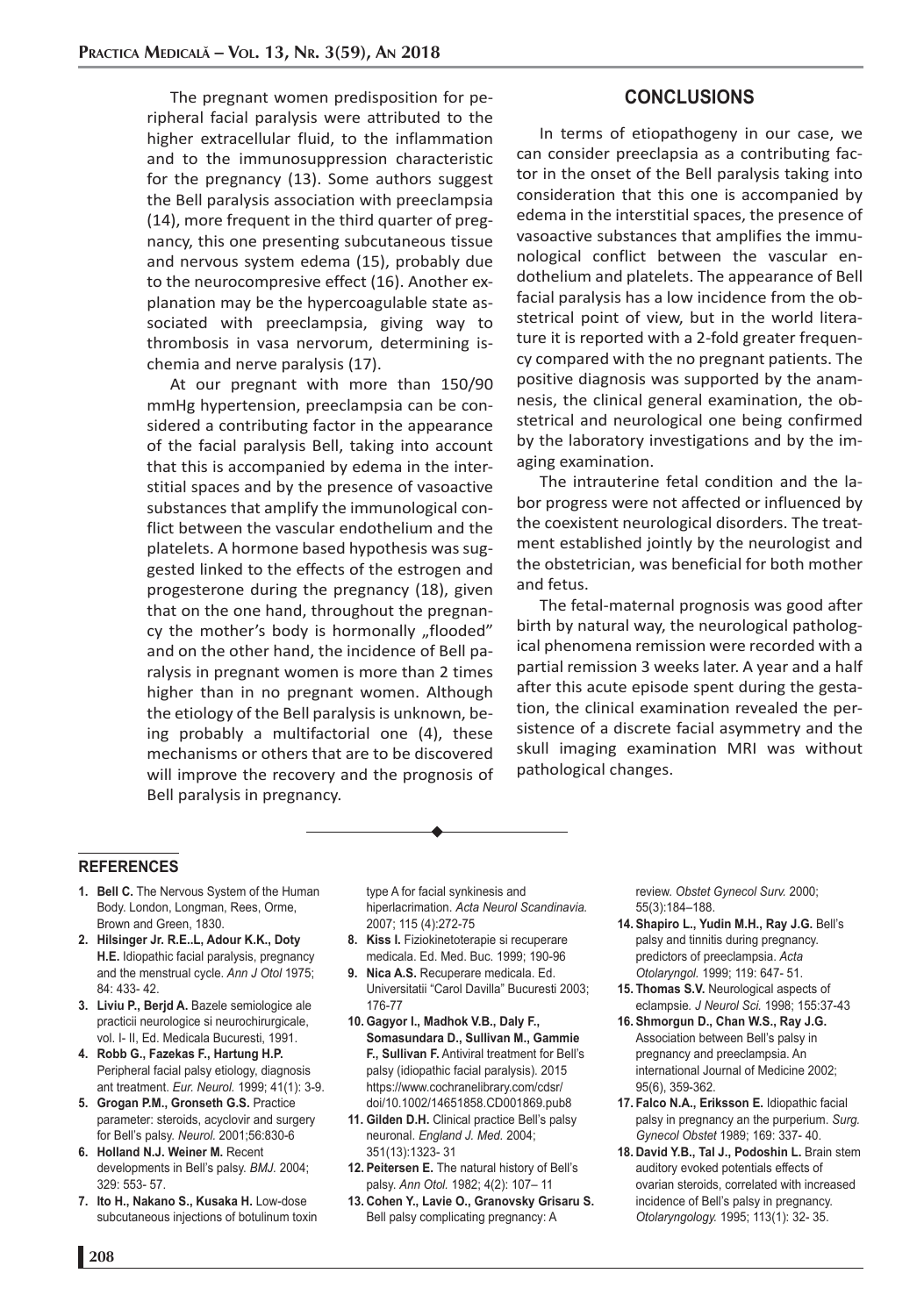The pregnant women predisposition for peripheral facial paralysis were attributed to the higher extracellular fluid, to the inflammation and to the immunosuppression characteristic for the pregnancy (13). Some authors suggest the Bell paralysis association with preeclampsia (14), more frequent in the third quarter of pregnancy, this one presenting subcutaneous tissue and nervous system edema (15), probably due to the neurocompresive effect (16). Another explanation may be the hypercoagulable state associated with preeclampsia, giving way to thrombosis in vasa nervorum, determining ischemia and nerve paralysis (17).

At our pregnant with more than 150/90 mmHg hypertension, preeclampsia can be considered a contributing factor in the appearance of the facial paralysis Bell, taking into account that this is accompanied by edema in the interstitial spaces and by the presence of vasoactive substances that amplify the immunological conflict between the vascular endothelium and the platelets. A hormone based hypothesis was suggested linked to the effects of the estrogen and progesterone during the pregnancy (18), given that on the one hand, throughout the pregnancy the mother's body is hormonally „flooded" and on the other hand, the incidence of Bell paralysis in pregnant women is more than 2 times higher than in no pregnant women. Although the etiology of the Bell paralysis is unknown, being probably a multifactorial one (4), these mechanisms or others that are to be discovered will improve the recovery and the prognosis of Bell paralysis in pregnancy.

## CONCLUSIONS

In terms of etiopathogeny in our case, we can consider preeclapsia as a contributing factor in the onset of the Bell paralysis taking into consideration that this one is accompanied by edema in the interstitial spaces, the presence of vasoactive substances that amplifies the immunological conflict between the vascular endothelium and platelets. The appearance of Bell facial paralysis has a low incidence from the obstetrical point of view, but in the world literature it is reported with a 2-fold greater frequency compared with the no pregnant patients. The positive diagnosis was supported by the anamnesis, the clinical general examination, the obstetrical and neurological one being confirmed by the laboratory investigations and by the imaging examination.

The intrauterine fetal condition and the labor progress were not affected or influenced by the coexistent neurological disorders. The treatment established jointly by the neurologist and the obstetrician, was beneficial for both mother and fetus.

The fetal-maternal prognosis was good after birth by natural way, the neurological pathological phenomena remission were recorded with a partial remission 3 weeks later. A year and a half after this acute episode spent during the gestation, the clinical examination revealed the persistence of a discrete facial asymmetry and the skull imaging examination MRI was without pathological changes.

## REFERENCES

1. **Bell C.** The Nervous System of the Human Body. London, Longman, Rees, Orme, Brown and Green, 1830.
2. **Hilsinger Jr. R.E..L, Adour K.K., Doty H.E.** Idiopathic facial paralysis, pregnancy and the menstrual cycle. *Ann J Otol* 1975; 84: 433- 42.
3. **Liviu P., Berjd A.** Bazele semiologice ale practicii neurologice si neurochirurgicale, vol. I- II, Ed. Medicala Bucuresti, 1991.
4. **Robb G., Fazekas F., Hartung H.P.** Peripheral facial palsy etiology, diagnosis ant treatment. *Eur. Neurol.* 1999; 41(1): 3-9.
5. **Grogan P.M., Gronseth G.S.** Practice parameter: steroids, acyclovir and surgery for Bell's palsy. *Neurol.* 2001;56:830-6
6. **Holland N.J. Weiner M.** Recent developments in Bell's palsy. *BMJ.* 2004; 329: 553- 57.
7. **Ito H., Nakano S., Kusaka H.** Low-dose subcutaneous injections of botulinum toxin type A for facial synkinesis and hiperlacrimation. *Acta Neurol Scandinavia.* 2007; 115 (4):272-75
8. **Kiss I.** Fiziokinetoterapie si recuperare medicala. Ed. Med. Buc. 1999; 190-96
9. **Nica A.S.** Recuperare medicala. Ed. Universitatii "Carol Davilla" Bucuresti 2003; 176-77
10. **Gagyor I., Madhok V.B., Daly F., Somasundara D., Sullivan M., Gammie F., Sullivan F.** Antiviral treatment for Bell's palsy (idiopathic facial paralysis). 2015 https://www.cochranelibrary.com/cdsr/doi/10.1002/14651858.CD001869.pub8
11. **Gilden D.H.** Clinical practice Bell's palsy neuronal. *England J. Med.* 2004; 351(13):1323- 31
12. **Peitersen E.** The natural history of Bell's palsy. *Ann Otol.* 1982; 4(2): 107– 11
13. **Cohen Y., Lavie O., Granovsky Grisaru S.** Bell palsy complicating pregnancy: A review. *Obstet Gynecol Surv.* 2000; 55(3):184–188.
14. **Shapiro L., Yudin M.H., Ray J.G.** Bell's palsy and tinnitus during pregnancy. predictors of preeclampsia. *Acta Otolaryngol.* 1999; 119: 647- 51.
15. **Thomas S.V.** Neurological aspects of eclampsie. *J Neurol Sci.* 1998; 155:37-43
16. **Shmorgun D., Chan W.S., Ray J.G.** Association between Bell's palsy in pregnancy and preeclampsia. An international Journal of Medicine 2002; 95(6), 359-362.
17. **Falco N.A., Eriksson E.** Idiopathic facial palsy in pregnancy an the purperium. *Surg. Gynecol Obstet* 1989; 169: 337- 40.
18. **David Y.B., Tal J., Podoshin L.** Brain stem auditory evoked potentials effects of ovarian steroids, correlated with increased incidence of Bell's palsy in pregnancy. *Otolaryngology.* 1995; 113(1): 32- 35.